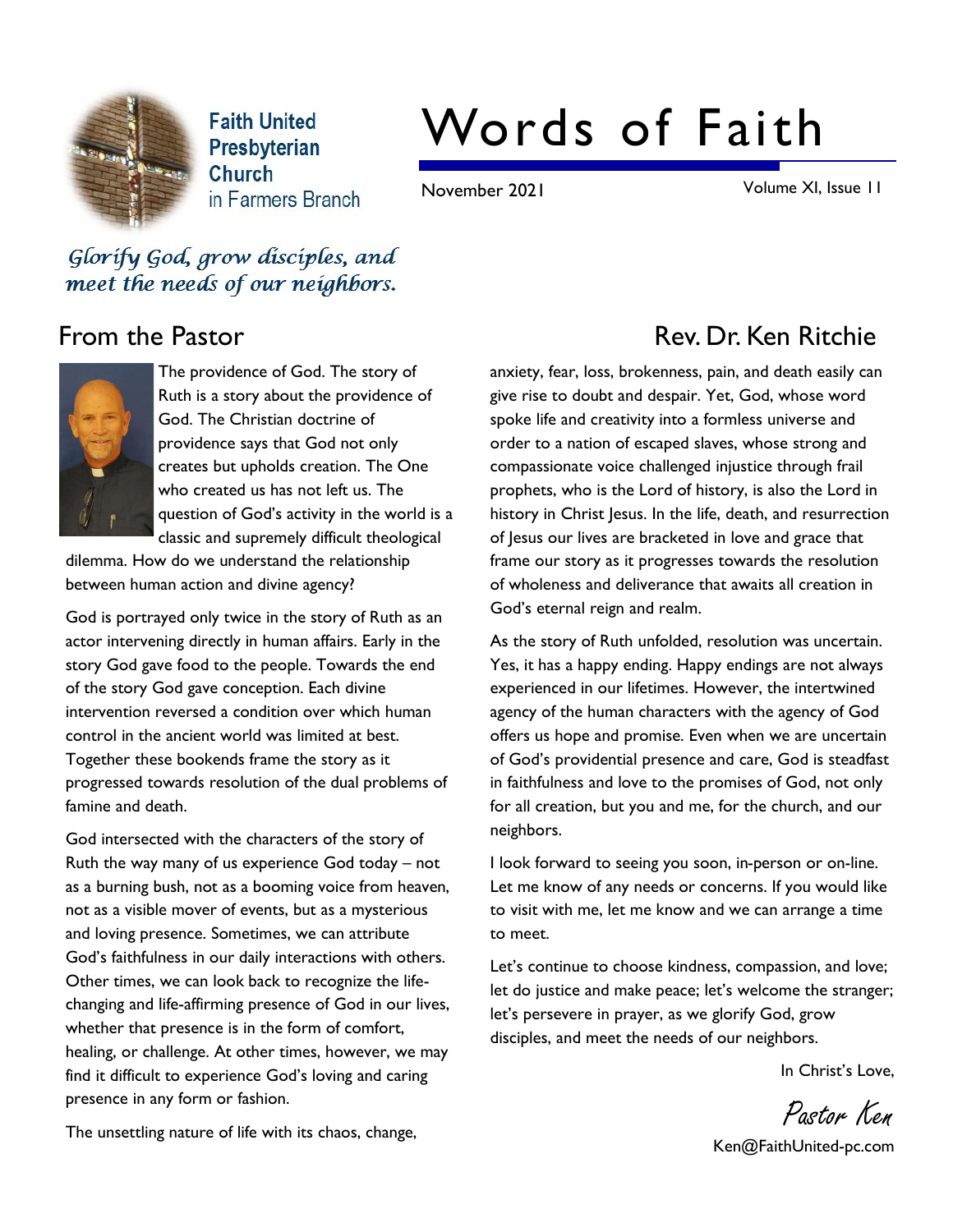**Faith United Presbyterian Church** in Farmers Branch

# Words of Faith

November 2021 — Volume XI, Issue 11

*Glorify God, grow disciples, and meet the needs of our neighbors.*

## From the Pastor

### Rev. Dr. Ken Ritchie

The providence of God. The story of Ruth is a story about the providence of God. The Christian doctrine of providence says that God not only creates but upholds creation. The One who created us has not left us. The question of God's activity in the world is a classic and supremely difficult theological dilemma. How do we understand the relationship between human action and divine agency?

God is portrayed only twice in the story of Ruth as an actor intervening directly in human affairs. Early in the story God gave food to the people. Towards the end of the story God gave conception. Each divine intervention reversed a condition over which human control in the ancient world was limited at best. Together these bookends frame the story as it progressed towards resolution of the dual problems of famine and death.

God intersected with the characters of the story of Ruth the way many of us experience God today – not as a burning bush, not as a booming voice from heaven, not as a visible mover of events, but as a mysterious and loving presence. Sometimes, we can attribute God's faithfulness in our daily interactions with others. Other times, we can look back to recognize the life-changing and life-affirming presence of God in our lives, whether that presence is in the form of comfort, healing, or challenge. At other times, however, we may find it difficult to experience God's loving and caring presence in any form or fashion.

The unsettling nature of life with its chaos, change, anxiety, fear, loss, brokenness, pain, and death easily can give rise to doubt and despair. Yet, God, whose word spoke life and creativity into a formless universe and order to a nation of escaped slaves, whose strong and compassionate voice challenged injustice through frail prophets, who is the Lord of history, is also the Lord in history in Christ Jesus. In the life, death, and resurrection of Jesus our lives are bracketed in love and grace that frame our story as it progresses towards the resolution of wholeness and deliverance that awaits all creation in God's eternal reign and realm.

As the story of Ruth unfolded, resolution was uncertain. Yes, it has a happy ending. Happy endings are not always experienced in our lifetimes. However, the intertwined agency of the human characters with the agency of God offers us hope and promise. Even when we are uncertain of God's providential presence and care, God is steadfast in faithfulness and love to the promises of God, not only for all creation, but you and me, for the church, and our neighbors.

I look forward to seeing you soon, in-person or on-line. Let me know of any needs or concerns. If you would like to visit with me, let me know and we can arrange a time to meet.

Let's continue to choose kindness, compassion, and love; let do justice and make peace; let's welcome the stranger; let's persevere in prayer, as we glorify God, grow disciples, and meet the needs of our neighbors.

In Christ's Love,

*Pastor Ken*

Ken@FaithUnited-pc.com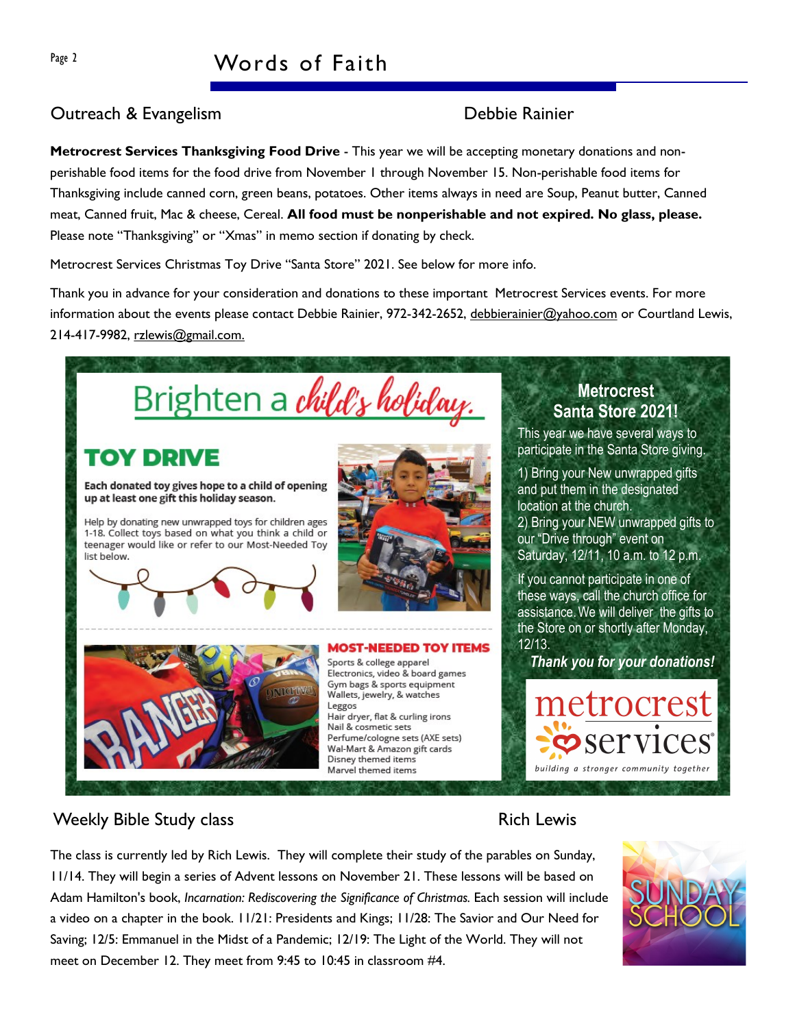## Outreach & Evangelism — Debbie Rainier

**Metrocrest Services Thanksgiving Food Drive** - This year we will be accepting monetary donations and non-perishable food items for the food drive from November 1 through November 15. Non-perishable food items for Thanksgiving include canned corn, green beans, potatoes. Other items always in need are Soup, Peanut butter, Canned meat, Canned fruit, Mac & cheese, Cereal. **All food must be nonperishable and not expired. No glass, please.** Please note "Thanksgiving" or "Xmas" in memo section if donating by check.

Metrocrest Services Christmas Toy Drive "Santa Store" 2021. See below for more info.

Thank you in advance for your consideration and donations to these important Metrocrest Services events. For more information about the events please contact Debbie Rainier, 972-342-2652, debbierainier@yahoo.com or Courtland Lewis, 214-417-9982, rzlewis@gmail.com.

### Brighten a child's holiday.

#### TOY DRIVE

**Each donated toy gives hope to a child of opening up at least one gift this holiday season.**

Help by donating new unwrapped toys for children ages 1-18. Collect toys based on what you think a child or teenager would like or refer to our Most-Needed Toy list below.

#### MOST-NEEDED TOY ITEMS

- Sports & college apparel
- Electronics, video & board games
- Gym bags & sports equipment
- Wallets, jewelry, & watches
- Leggos
- Hair dryer, flat & curling irons
- Nail & cosmetic sets
- Perfume/cologne sets (AXE sets)
- Wal-Mart & Amazon gift cards
- Disney themed items
- Marvel themed items

### Metrocrest Santa Store 2021!

This year we have several ways to participate in the Santa Store giving.

1) Bring your New unwrapped gifts and put them in the designated location at the church.
2) Bring your NEW unwrapped gifts to our "Drive through" event on Saturday, 12/11, 10 a.m. to 12 p.m.

If you cannot participate in one of these ways, call the church office for assistance. We will deliver the gifts to the Store on or shortly after Monday, 12/13.

***Thank you for your donations!***

metrocrest services — building a stronger community together

## Weekly Bible Study class — Rich Lewis

The class is currently led by Rich Lewis. They will complete their study of the parables on Sunday, 11/14. They will begin a series of Advent lessons on November 21. These lessons will be based on Adam Hamilton's book, *Incarnation: Rediscovering the Significance of Christmas.* Each session will include a video on a chapter in the book. 11/21: Presidents and Kings; 11/28: The Savior and Our Need for Saving; 12/5: Emmanuel in the Midst of a Pandemic; 12/19: The Light of the World. They will not meet on December 12. They meet from 9:45 to 10:45 in classroom #4.

SUNDAY SCHOOL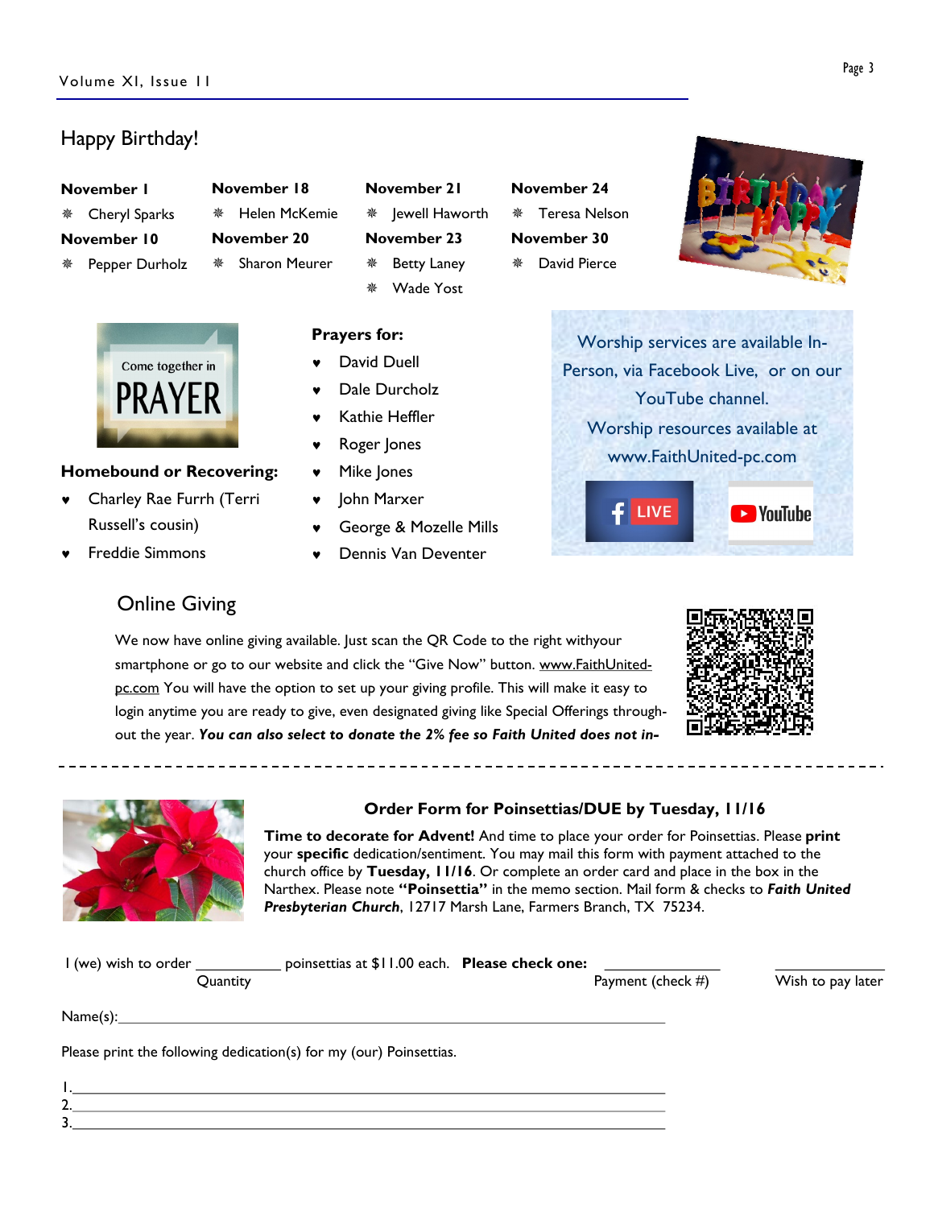## Happy Birthday!

**November 1**
- Cheryl Sparks

**November 10**
- Pepper Durholz

**November 18**
- Helen McKemie

**November 20**
- Sharon Meurer

**November 21**
- Jewell Haworth

**November 23**
- Betty Laney
- Wade Yost

**November 24**
- Teresa Nelson

**November 30**
- David Pierce

Come together in PRAYER

**Homebound or Recovering:**

- Charley Rae Furrh (Terri Russell's cousin)
- Freddie Simmons

**Prayers for:**

- David Duell
- Dale Durcholz
- Kathie Heffler
- Roger Jones
- Mike Jones
- John Marxer
- George & Mozelle Mills
- Dennis Van Deventer

Worship services are available In-Person, via Facebook Live, or on our YouTube channel.
Worship resources available at www.FaithUnited-pc.com

LIVE YouTube

## Online Giving

We now have online giving available. Just scan the QR Code to the right withyour smartphone or go to our website and click the "Give Now" button. www.FaithUnited-pc.com You will have the option to set up your giving profile. This will make it easy to login anytime you are ready to give, even designated giving like Special Offerings throughout the year. ***You can also select to donate the 2% fee so Faith United does not in-***

---

### Order Form for Poinsettias/DUE by Tuesday, 11/16

**Time to decorate for Advent!** And time to place your order for Poinsettias. Please **print** your **specific** dedication/sentiment. You may mail this form with payment attached to the church office by **Tuesday, 11/16**. Or complete an order card and place in the box in the Narthex. Please note **"Poinsettia"** in the memo section. Mail form & checks to ***Faith United Presbyterian Church***, 12717 Marsh Lane, Farmers Branch, TX 75234.

I (we) wish to order ___________ poinsettias at $11.00 each. **Please check one:** _______________ Payment (check #) _______________ Wish to pay later
Quantity

Name(s):_________________________________________________________________

Please print the following dedication(s) for my (our) Poinsettias.

1.________________________________________________________________
2.________________________________________________________________
3.________________________________________________________________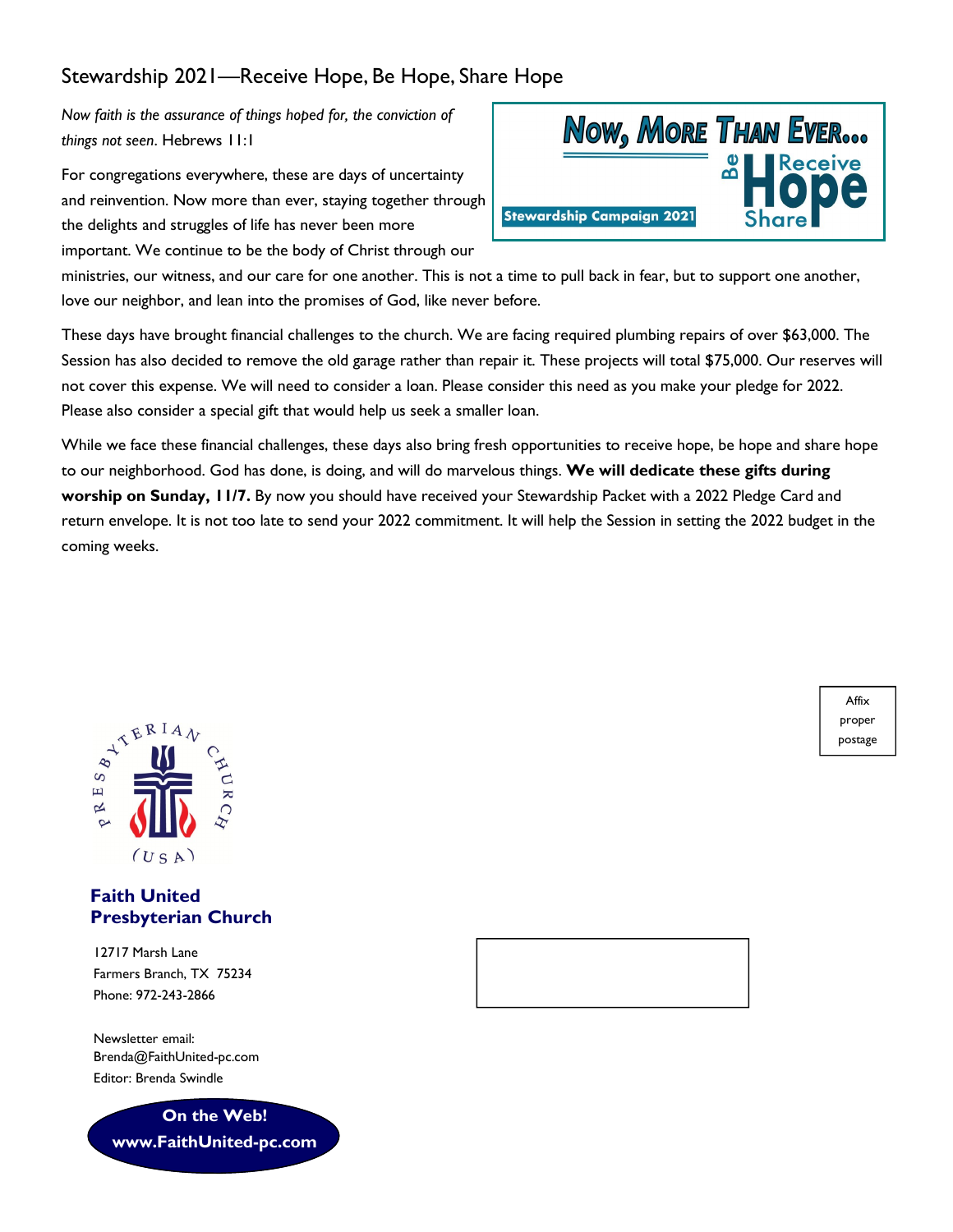## Stewardship 2021—Receive Hope, Be Hope, Share Hope

*Now faith is the assurance of things hoped for, the conviction of things not seen*. Hebrews 11:1

Now, More Than Ever...

Be Receive Hope Share

Stewardship Campaign 2021

For congregations everywhere, these are days of uncertainty and reinvention. Now more than ever, staying together through the delights and struggles of life has never been more important. We continue to be the body of Christ through our ministries, our witness, and our care for one another. This is not a time to pull back in fear, but to support one another, love our neighbor, and lean into the promises of God, like never before.

These days have brought financial challenges to the church. We are facing required plumbing repairs of over $63,000. The Session has also decided to remove the old garage rather than repair it. These projects will total $75,000. Our reserves will not cover this expense. We will need to consider a loan. Please consider this need as you make your pledge for 2022. Please also consider a special gift that would help us seek a smaller loan.

While we face these financial challenges, these days also bring fresh opportunities to receive hope, be hope and share hope to our neighborhood. God has done, is doing, and will do marvelous things. **We will dedicate these gifts during worship on Sunday, 11/7.** By now you should have received your Stewardship Packet with a 2022 Pledge Card and return envelope. It is not too late to send your 2022 commitment. It will help the Session in setting the 2022 budget in the coming weeks.

Affix proper postage

PRESBYTERIAN CHURCH (USA)

**Faith United Presbyterian Church**

12717 Marsh Lane
Farmers Branch, TX 75234
Phone: 972-243-2866

Newsletter email:
Brenda@FaithUnited-pc.com
Editor: Brenda Swindle

**On the Web!**
**www.FaithUnited-pc.com**